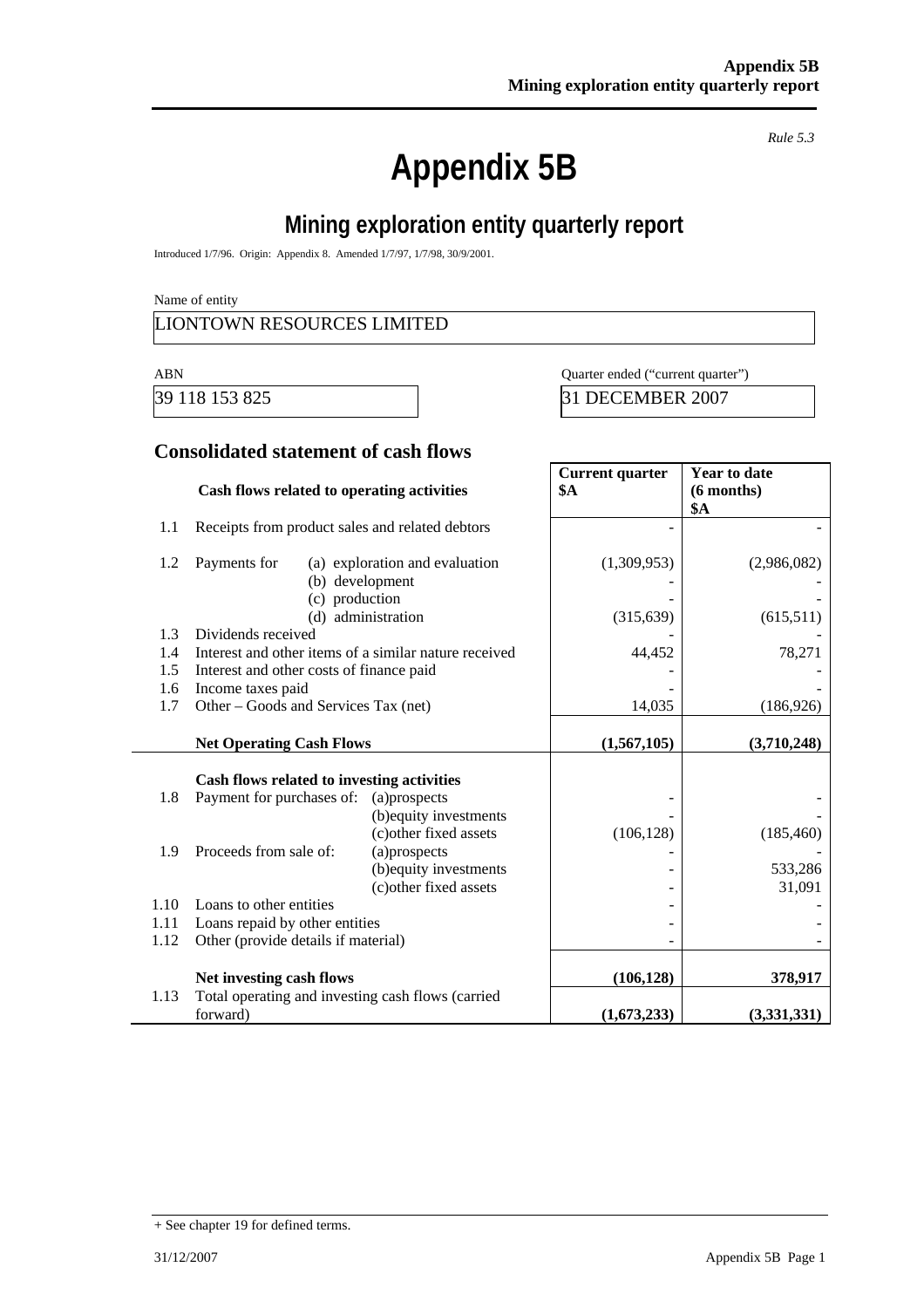*Rule 5.3*

# Appendix 5B

## Mining exploration entity quarterly report

Introduced 1/7/96. Origin: Appendix 8. Amended 1/7/97, 1/7/98, 30/9/2001.

Name of entity

LIONTOWN RESOURCES LIMITED

| ABN | Quarter ended ("current quarter") |
|---|---|
| 39 118 153 825 | 31 DECEMBER 2007 |

### Consolidated statement of cash flows

| | Cash flows related to operating activities | Current quarter $A | Year to date (6 months) $A |
|---|---|---|---|
| 1.1 | Receipts from product sales and related debtors | - | - |
| 1.2 | Payments for (a) exploration and evaluation | (1,309,953) | (2,986,082) |
| | (b) development | - | - |
| | (c) production | - | - |
| | (d) administration | (315,639) | (615,511) |
| 1.3 | Dividends received | - | - |
| 1.4 | Interest and other items of a similar nature received | 44,452 | 78,271 |
| 1.5 | Interest and other costs of finance paid | - | - |
| 1.6 | Income taxes paid | - | - |
| 1.7 | Other – Goods and Services Tax (net) | 14,035 | (186,926) |
| | **Net Operating Cash Flows** | **(1,567,105)** | **(3,710,248)** |
| | **Cash flows related to investing activities** | | |
| 1.8 | Payment for purchases of: (a)prospects | - | - |
| | (b)equity investments | - | - |
| | (c)other fixed assets | (106,128) | (185,460) |
| 1.9 | Proceeds from sale of: (a)prospects | - | - |
| | (b)equity investments | - | 533,286 |
| | (c)other fixed assets | - | 31,091 |
| 1.10 | Loans to other entities | - | - |
| 1.11 | Loans repaid by other entities | - | - |
| 1.12 | Other (provide details if material) | - | - |
| | **Net investing cash flows** | **(106,128)** | **378,917** |
| 1.13 | Total operating and investing cash flows (carried forward) | **(1,673,233)** | **(3,331,331)** |

+ See chapter 19 for defined terms.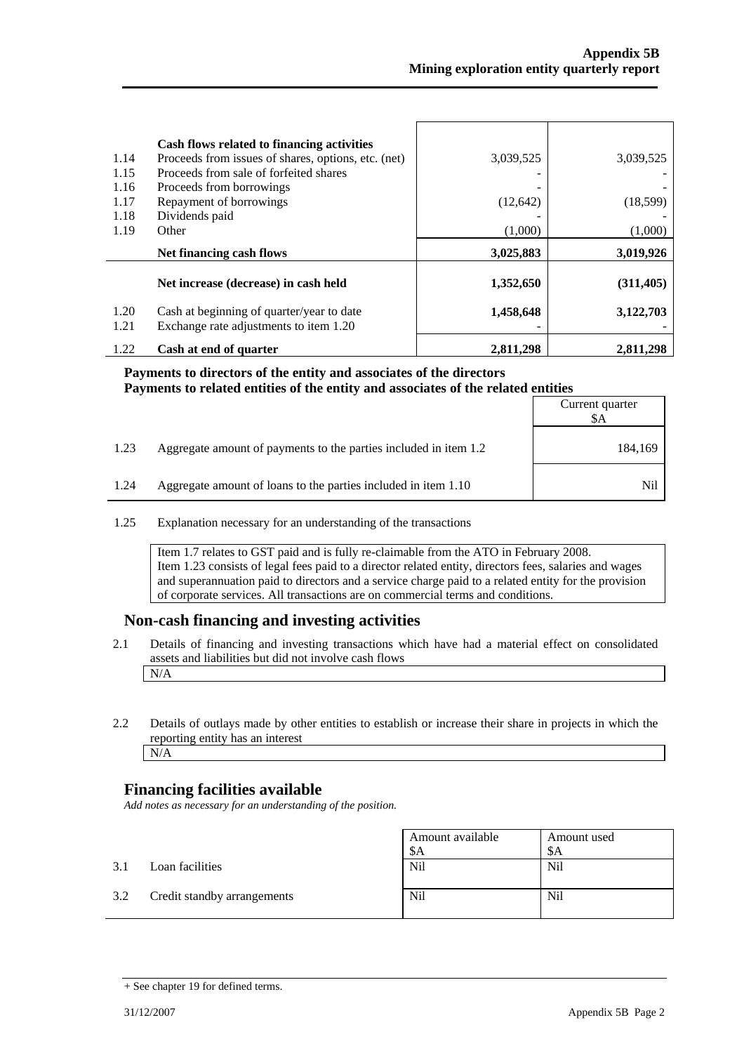| | | | |
|---|---|---|---|
| | **Cash flows related to financing activities** | | |
| 1.14 | Proceeds from issues of shares, options, etc. (net) | 3,039,525 | 3,039,525 |
| 1.15 | Proceeds from sale of forfeited shares | - | - |
| 1.16 | Proceeds from borrowings | - | - |
| 1.17 | Repayment of borrowings | (12,642) | (18,599) |
| 1.18 | Dividends paid | - | - |
| 1.19 | Other | (1,000) | (1,000) |
| | **Net financing cash flows** | **3,025,883** | **3,019,926** |
| | **Net increase (decrease) in cash held** | **1,352,650** | **(311,405)** |
| 1.20 | Cash at beginning of quarter/year to date | **1,458,648** | **3,122,703** |
| 1.21 | Exchange rate adjustments to item 1.20 | - | - |
| 1.22 | **Cash at end of quarter** | **2,811,298** | **2,811,298** |

**Payments to directors of the entity and associates of the directors**
**Payments to related entities of the entity and associates of the related entities**

| | | Current quarter $A |
|---|---|---|
| 1.23 | Aggregate amount of payments to the parties included in item 1.2 | 184,169 |
| 1.24 | Aggregate amount of loans to the parties included in item 1.10 | Nil |

1.25 Explanation necessary for an understanding of the transactions

Item 1.7 relates to GST paid and is fully re-claimable from the ATO in February 2008.
Item 1.23 consists of legal fees paid to a director related entity, directors fees, salaries and wages and superannuation paid to directors and a service charge paid to a related entity for the provision of corporate services. All transactions are on commercial terms and conditions.

## Non-cash financing and investing activities

2.1 Details of financing and investing transactions which have had a material effect on consolidated assets and liabilities but did not involve cash flows

N/A

2.2 Details of outlays made by other entities to establish or increase their share in projects in which the reporting entity has an interest

N/A

## Financing facilities available

*Add notes as necessary for an understanding of the position.*

| | | Amount available $A | Amount used $A |
|---|---|---|---|
| 3.1 | Loan facilities | Nil | Nil |
| 3.2 | Credit standby arrangements | Nil | Nil |

+ See chapter 19 for defined terms.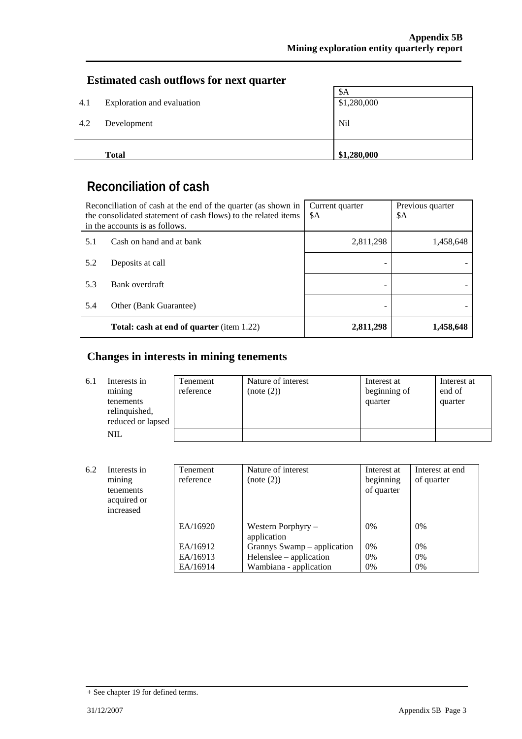## Estimated cash outflows for next quarter

| | | $A |
|---|---|---|
| 4.1 | Exploration and evaluation | $1,280,000 |
| 4.2 | Development | Nil |
| | **Total** | **$1,280,000** |

# Reconciliation of cash

| Reconciliation of cash at the end of the quarter (as shown in the consolidated statement of cash flows) to the related items in the accounts is as follows. | | Current quarter $A | Previous quarter $A |
|---|---|---|---|
| 5.1 | Cash on hand and at bank | 2,811,298 | 1,458,648 |
| 5.2 | Deposits at call | - | - |
| 5.3 | Bank overdraft | - | - |
| 5.4 | Other (Bank Guarantee) | - | - |
| | **Total: cash at end of quarter** (item 1.22) | **2,811,298** | **1,458,648** |

## Changes in interests in mining tenements

| | | Tenement reference | Nature of interest (note (2)) | Interest at beginning of quarter | Interest at end of quarter |
|---|---|---|---|---|---|
| 6.1 | Interests in mining tenements relinquished, reduced or lapsed | | | | |
| | NIL | | | | |

| | | Tenement reference | Nature of interest (note (2)) | Interest at beginning of quarter | Interest at end of quarter |
|---|---|---|---|---|---|
| 6.2 | Interests in mining tenements acquired or increased | | | | |
| | | EA/16920 | Western Porphyry – application | 0% | 0% |
| | | EA/16912 | Grannys Swamp – application | 0% | 0% |
| | | EA/16913 | Helenslee – application | 0% | 0% |
| | | EA/16914 | Wambiana - application | 0% | 0% |

+ See chapter 19 for defined terms.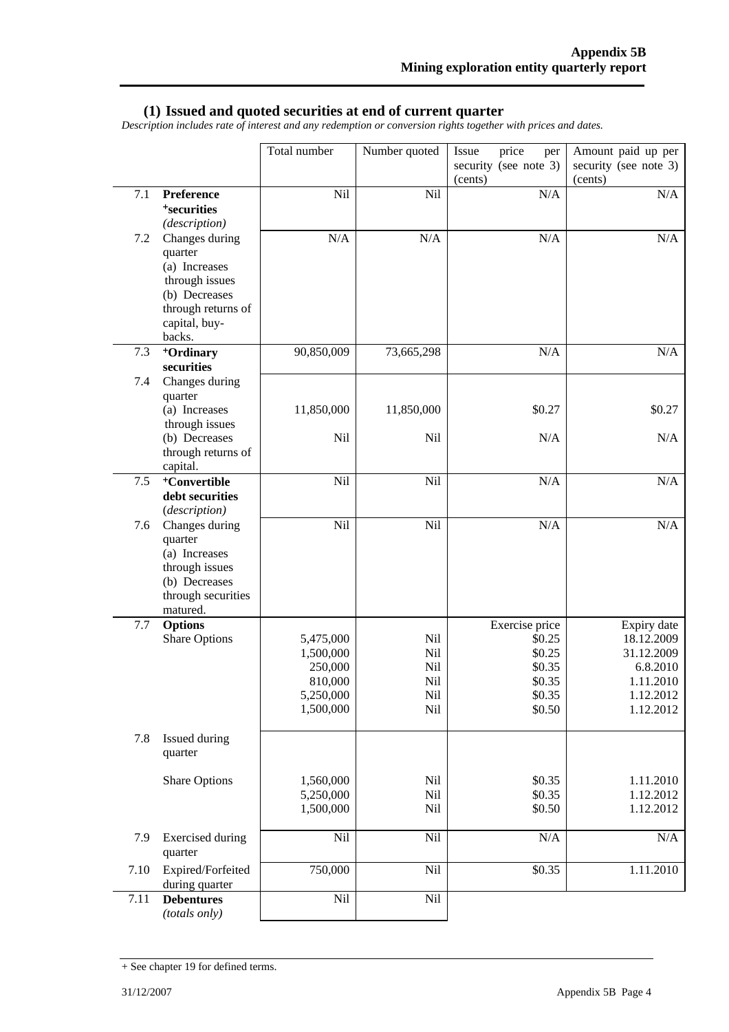## (1) Issued and quoted securities at end of current quarter

*Description includes rate of interest and any redemption or conversion rights together with prices and dates.*

| | | Total number | Number quoted | Issue price per security (see note 3) (cents) | Amount paid up per security (see note 3) (cents) |
|---|---|---|---|---|---|
| 7.1 | **Preference +securities** *(description)* | Nil | Nil | N/A | N/A |
| 7.2 | Changes during quarter (a) Increases through issues (b) Decreases through returns of capital, buy-backs. | N/A | N/A | N/A | N/A |
| 7.3 | **+Ordinary securities** | 90,850,009 | 73,665,298 | N/A | N/A |
| 7.4 | Changes during quarter (a) Increases through issues | 11,850,000 | 11,850,000 | $0.27 | $0.27 |
| | (b) Decreases through returns of capital. | Nil | Nil | N/A | N/A |
| 7.5 | **+Convertible debt securities** *(description)* | Nil | Nil | N/A | N/A |
| 7.6 | Changes during quarter (a) Increases through issues (b) Decreases through securities matured. | Nil | Nil | N/A | N/A |
| 7.7 | **Options** | | | Exercise price | Expiry date |
| | Share Options | 5,475,000 | Nil | $0.25 | 18.12.2009 |
| | | 1,500,000 | Nil | $0.25 | 31.12.2009 |
| | | 250,000 | Nil | $0.35 | 6.8.2010 |
| | | 810,000 | Nil | $0.35 | 1.11.2010 |
| | | 5,250,000 | Nil | $0.35 | 1.12.2012 |
| | | 1,500,000 | Nil | $0.50 | 1.12.2012 |
| 7.8 | Issued during quarter | | | | |
| | Share Options | 1,560,000 | Nil | $0.35 | 1.11.2010 |
| | | 5,250,000 | Nil | $0.35 | 1.12.2012 |
| | | 1,500,000 | Nil | $0.50 | 1.12.2012 |
| 7.9 | Exercised during quarter | Nil | Nil | N/A | N/A |
| 7.10 | Expired/Forfeited during quarter | 750,000 | Nil | $0.35 | 1.11.2010 |
| 7.11 | **Debentures** *(totals only)* | Nil | Nil | | |

+ See chapter 19 for defined terms.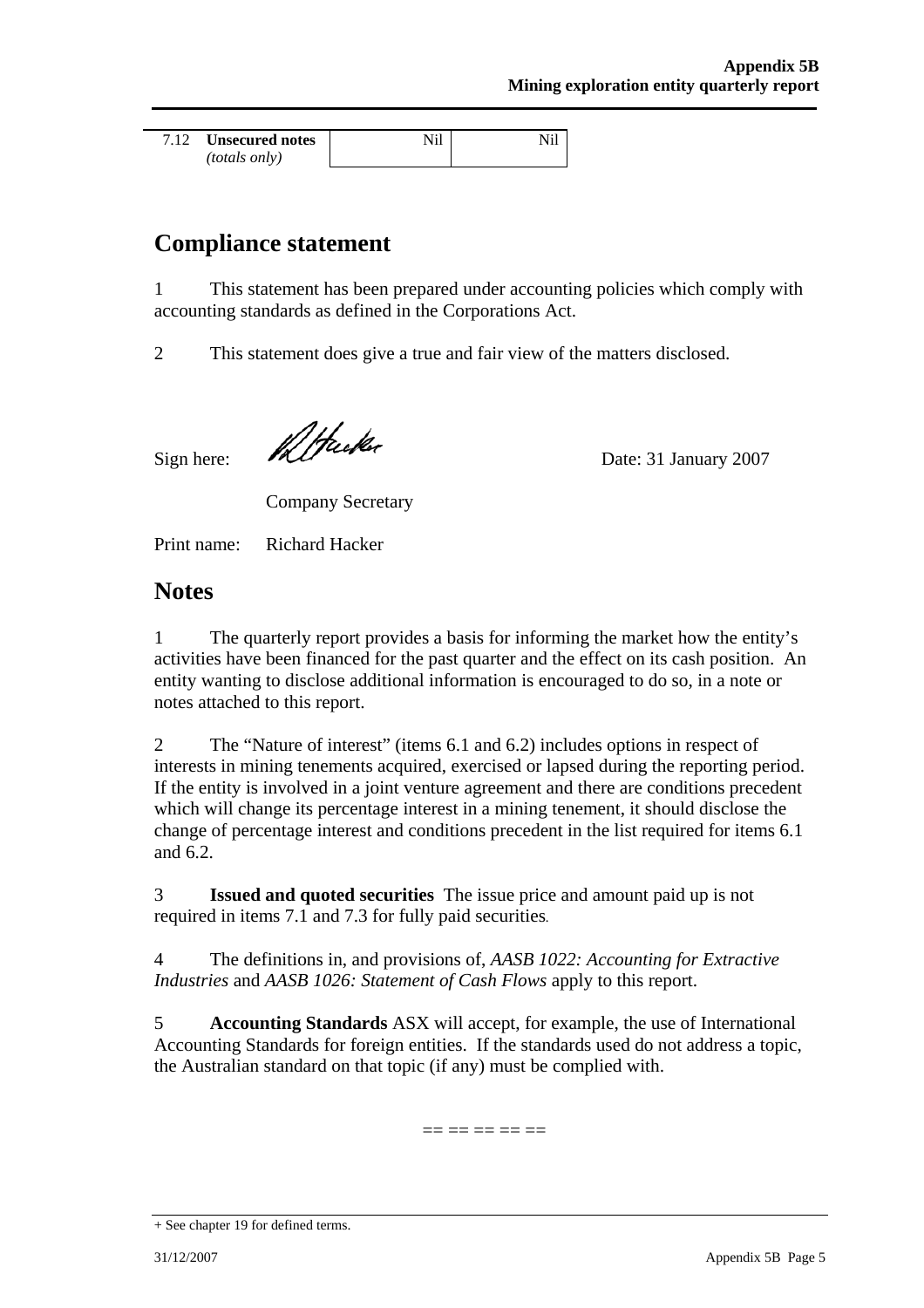| | | | |
|---|---|---|---|
| 7.12 | **Unsecured notes** *(totals only)* | Nil | Nil |

## Compliance statement

1 This statement has been prepared under accounting policies which comply with accounting standards as defined in the Corporations Act.

2 This statement does give a true and fair view of the matters disclosed.

Sign here: Date: 31 January 2007

Company Secretary

Print name: Richard Hacker

## Notes

1 The quarterly report provides a basis for informing the market how the entity's activities have been financed for the past quarter and the effect on its cash position. An entity wanting to disclose additional information is encouraged to do so, in a note or notes attached to this report.

2 The "Nature of interest" (items 6.1 and 6.2) includes options in respect of interests in mining tenements acquired, exercised or lapsed during the reporting period. If the entity is involved in a joint venture agreement and there are conditions precedent which will change its percentage interest in a mining tenement, it should disclose the change of percentage interest and conditions precedent in the list required for items 6.1 and 6.2.

3 **Issued and quoted securities** The issue price and amount paid up is not required in items 7.1 and 7.3 for fully paid securities.

4 The definitions in, and provisions of, *AASB 1022: Accounting for Extractive Industries* and *AASB 1026: Statement of Cash Flows* apply to this report.

5 **Accounting Standards** ASX will accept, for example, the use of International Accounting Standards for foreign entities. If the standards used do not address a topic, the Australian standard on that topic (if any) must be complied with.

== == == == ==

+ See chapter 19 for defined terms.